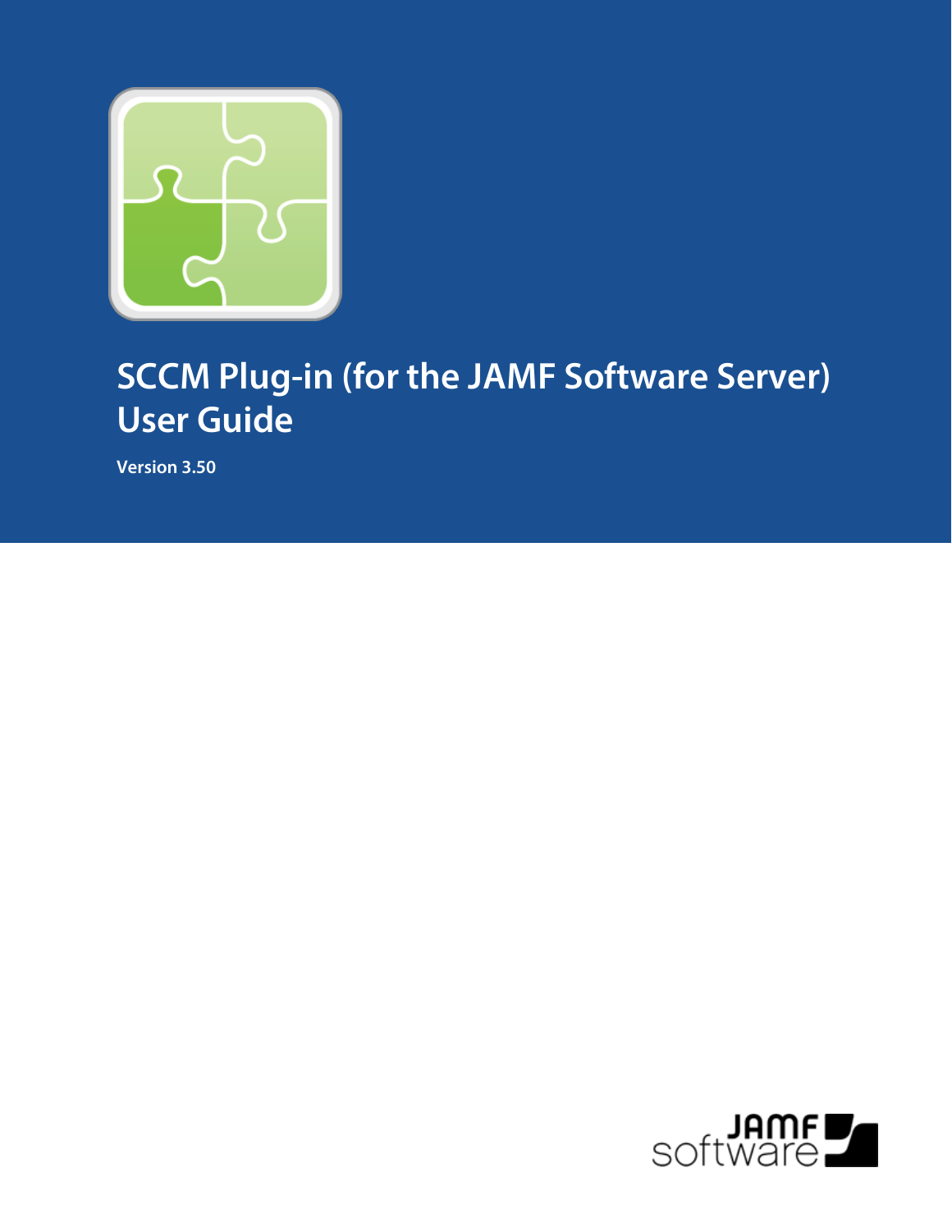# SCCM Plug-in (for the JAMF Software Server) User Guide

**Version 3.50**

JAMF software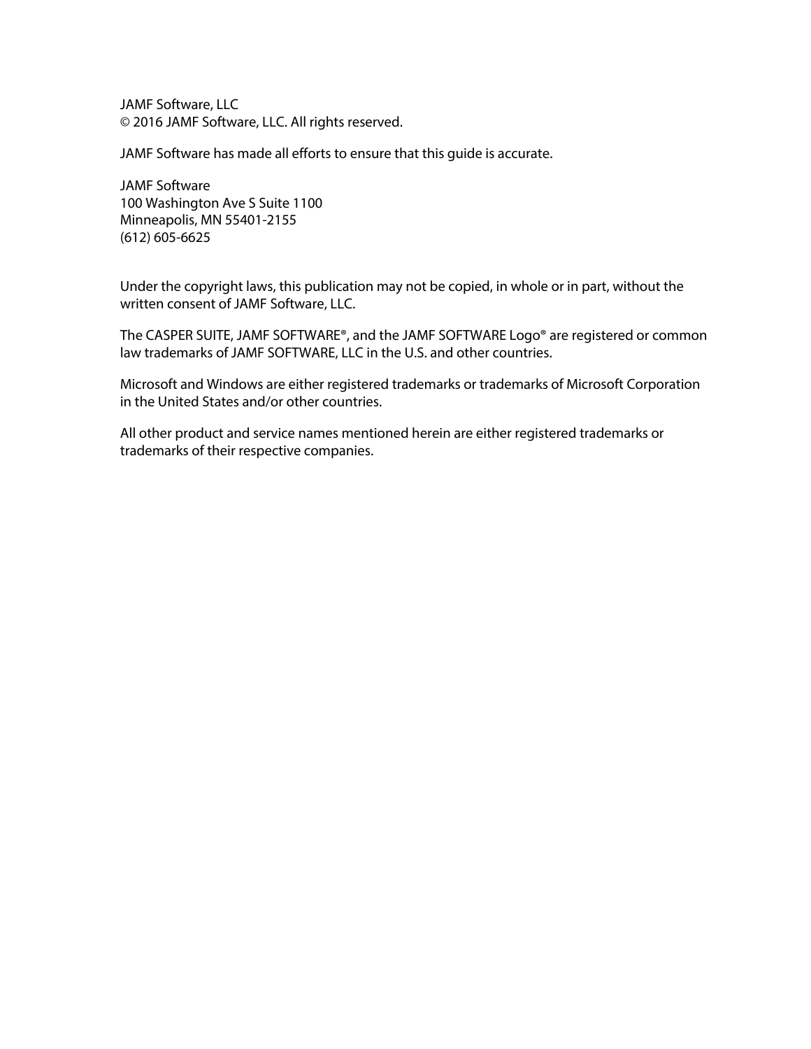JAMF Software, LLC
© 2016 JAMF Software, LLC. All rights reserved.

JAMF Software has made all efforts to ensure that this guide is accurate.

JAMF Software
100 Washington Ave S Suite 1100
Minneapolis, MN 55401-2155
(612) 605-6625

Under the copyright laws, this publication may not be copied, in whole or in part, without the written consent of JAMF Software, LLC.

The CASPER SUITE, JAMF SOFTWARE®, and the JAMF SOFTWARE Logo® are registered or common law trademarks of JAMF SOFTWARE, LLC in the U.S. and other countries.

Microsoft and Windows are either registered trademarks or trademarks of Microsoft Corporation in the United States and/or other countries.

All other product and service names mentioned herein are either registered trademarks or trademarks of their respective companies.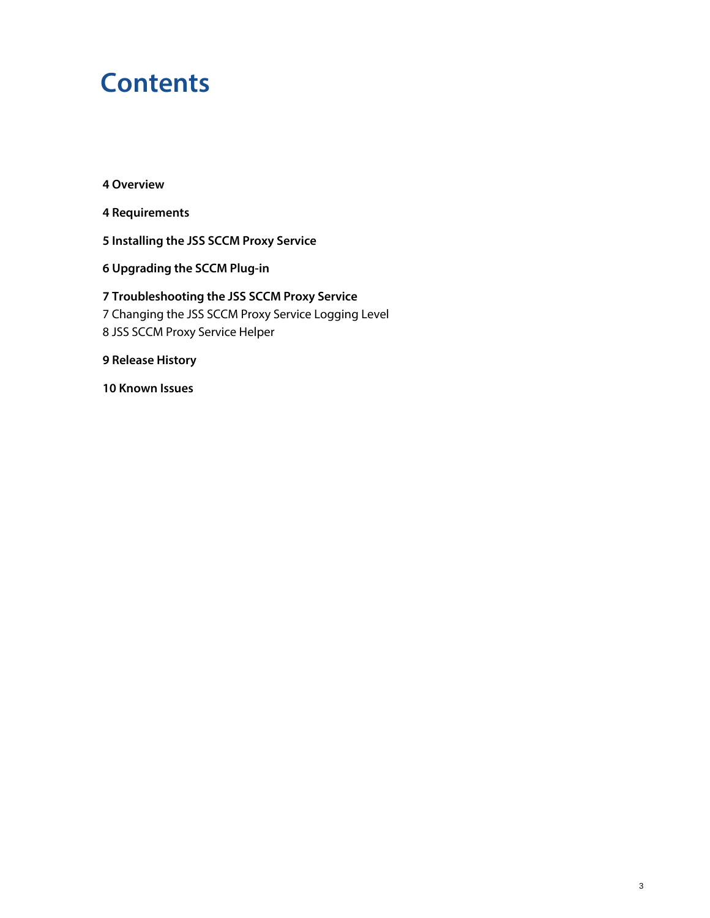# Contents

**4 Overview**

**4 Requirements**

**5 Installing the JSS SCCM Proxy Service**

**6 Upgrading the SCCM Plug-in**

**7 Troubleshooting the JSS SCCM Proxy Service**
7 Changing the JSS SCCM Proxy Service Logging Level
8 JSS SCCM Proxy Service Helper

**9 Release History**

**10 Known Issues**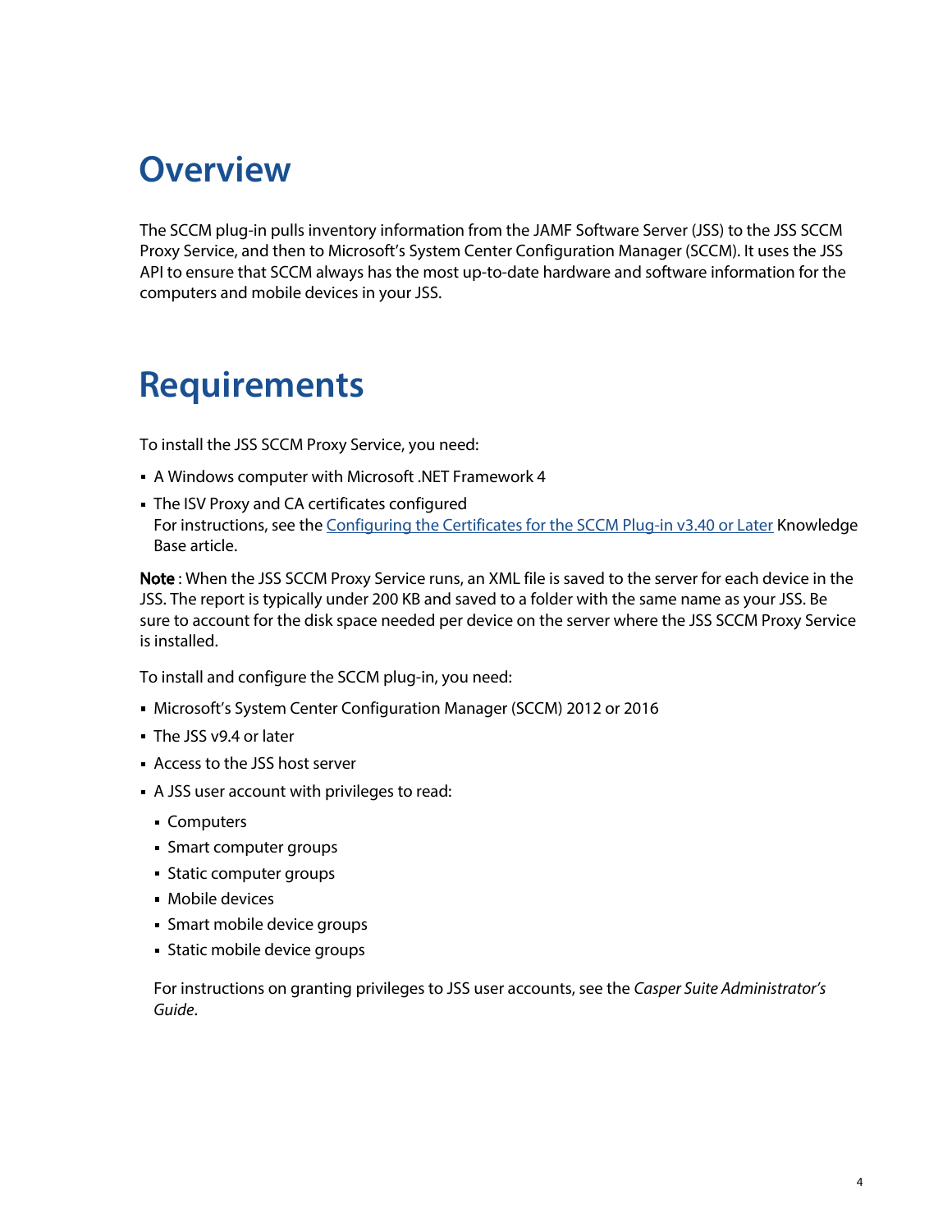# Overview

The SCCM plug-in pulls inventory information from the JAMF Software Server (JSS) to the JSS SCCM Proxy Service, and then to Microsoft's System Center Configuration Manager (SCCM). It uses the JSS API to ensure that SCCM always has the most up-to-date hardware and software information for the computers and mobile devices in your JSS.

# Requirements

To install the JSS SCCM Proxy Service, you need:

- A Windows computer with Microsoft .NET Framework 4
- The ISV Proxy and CA certificates configured
  For instructions, see the [Configuring the Certificates for the SCCM Plug-in v3.40 or Later]() Knowledge Base article.

**Note** : When the JSS SCCM Proxy Service runs, an XML file is saved to the server for each device in the JSS. The report is typically under 200 KB and saved to a folder with the same name as your JSS. Be sure to account for the disk space needed per device on the server where the JSS SCCM Proxy Service is installed.

To install and configure the SCCM plug-in, you need:

- Microsoft's System Center Configuration Manager (SCCM) 2012 or 2016
- The JSS v9.4 or later
- Access to the JSS host server
- A JSS user account with privileges to read:
  - Computers
  - Smart computer groups
  - Static computer groups
  - Mobile devices
  - Smart mobile device groups
  - Static mobile device groups

  For instructions on granting privileges to JSS user accounts, see the *Casper Suite Administrator's Guide*.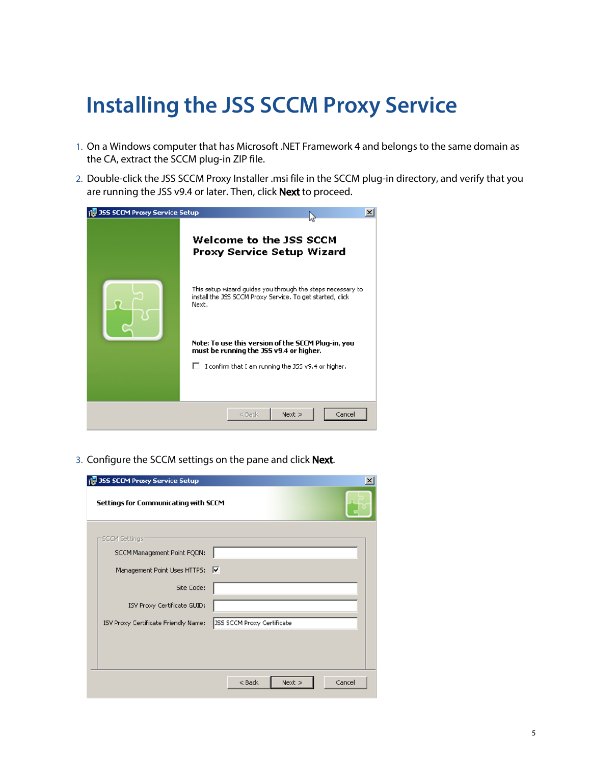# Installing the JSS SCCM Proxy Service

1. On a Windows computer that has Microsoft .NET Framework 4 and belongs to the same domain as the CA, extract the SCCM plug-in ZIP file.
2. Double-click the JSS SCCM Proxy Installer .msi file in the SCCM plug-in directory, and verify that you are running the JSS v9.4 or later. Then, click **Next** to proceed.
3. Configure the SCCM settings on the pane and click **Next**.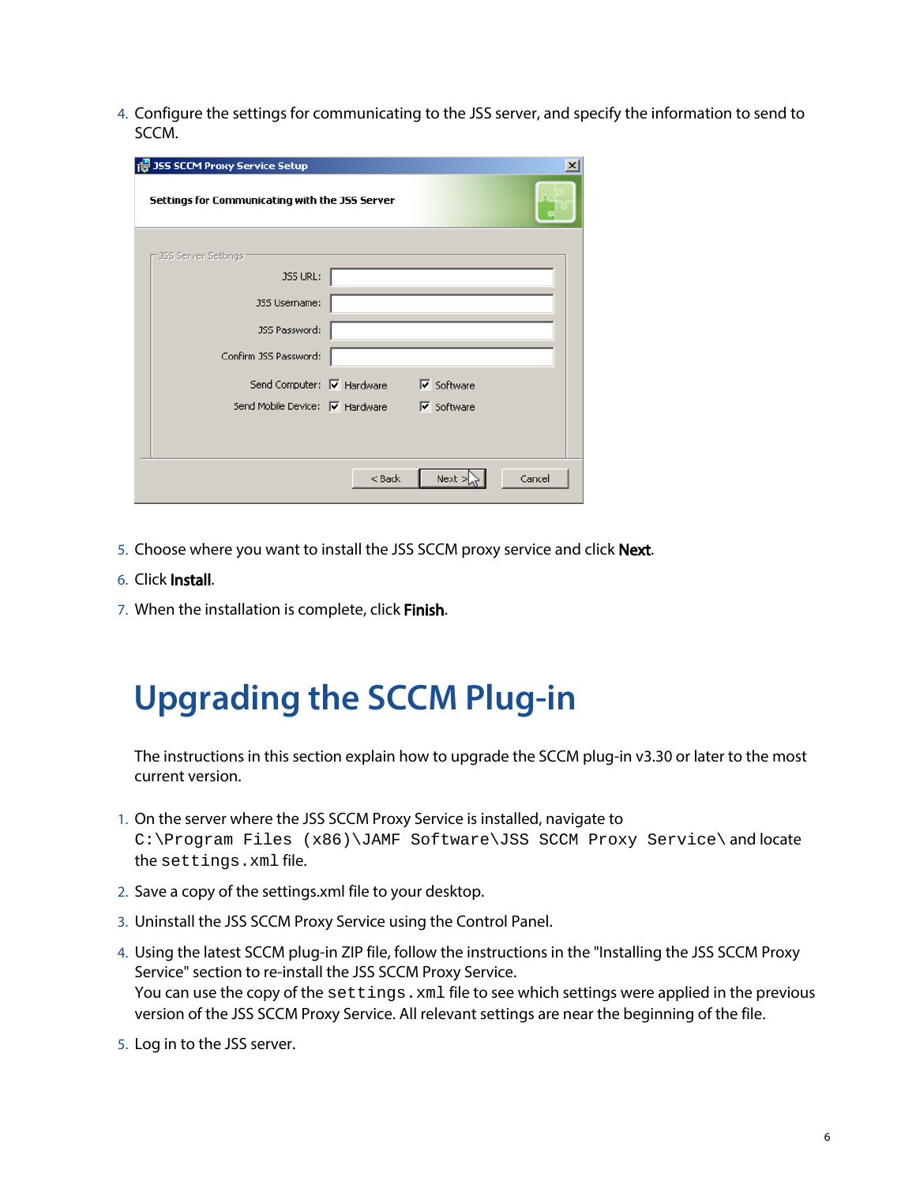4. Configure the settings for communicating to the JSS server, and specify the information to send to SCCM.

5. Choose where you want to install the JSS SCCM proxy service and click **Next**.
6. Click **Install**.
7. When the installation is complete, click **Finish**.

# Upgrading the SCCM Plug-in

The instructions in this section explain how to upgrade the SCCM plug-in v3.30 or later to the most current version.

1. On the server where the JSS SCCM Proxy Service is installed, navigate to `C:\Program Files (x86)\JAMF Software\JSS SCCM Proxy Service\` and locate the `settings.xml` file.
2. Save a copy of the settings.xml file to your desktop.
3. Uninstall the JSS SCCM Proxy Service using the Control Panel.
4. Using the latest SCCM plug-in ZIP file, follow the instructions in the "Installing the JSS SCCM Proxy Service" section to re-install the JSS SCCM Proxy Service.
   You can use the copy of the `settings.xml` file to see which settings were applied in the previous version of the JSS SCCM Proxy Service. All relevant settings are near the beginning of the file.
5. Log in to the JSS server.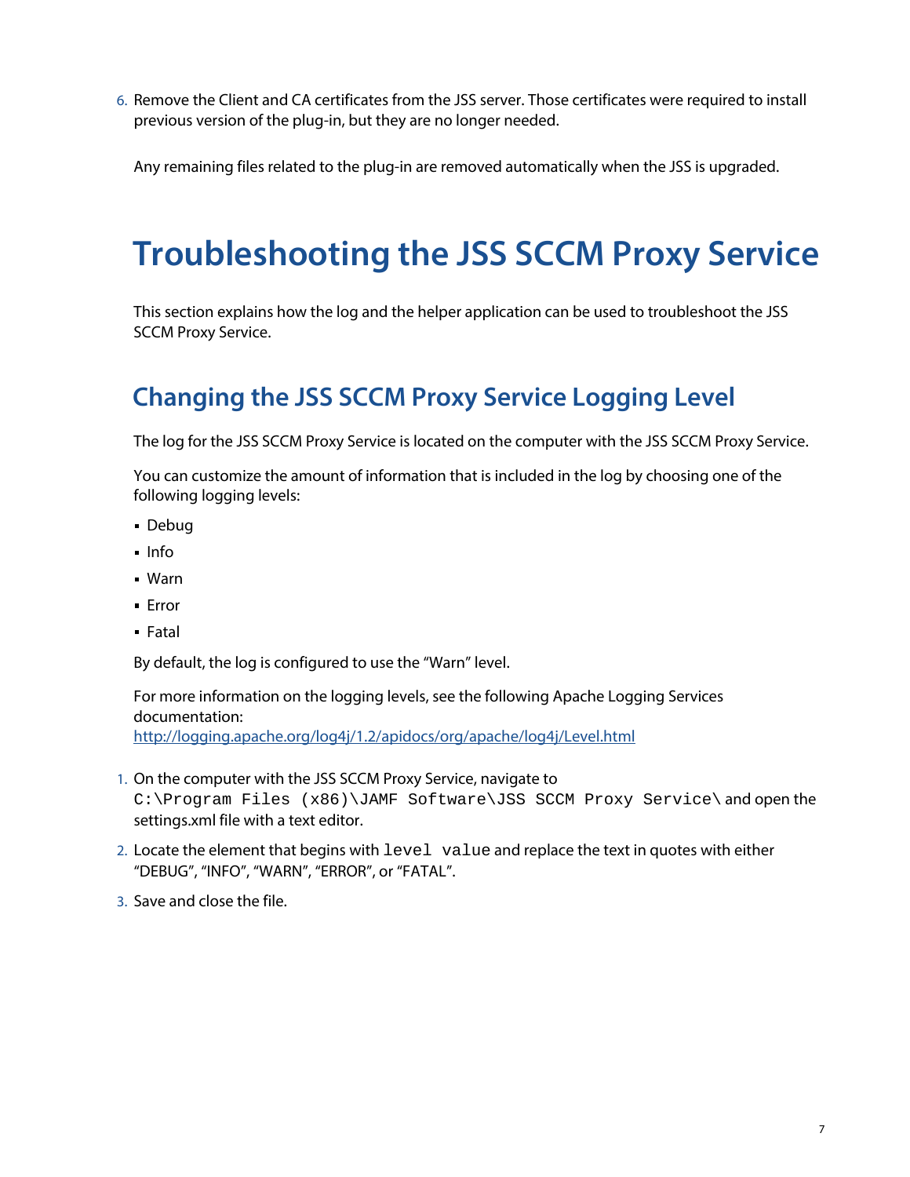6. Remove the Client and CA certificates from the JSS server. Those certificates were required to install previous version of the plug-in, but they are no longer needed.

   Any remaining files related to the plug-in are removed automatically when the JSS is upgraded.

# Troubleshooting the JSS SCCM Proxy Service

This section explains how the log and the helper application can be used to troubleshoot the JSS SCCM Proxy Service.

## Changing the JSS SCCM Proxy Service Logging Level

The log for the JSS SCCM Proxy Service is located on the computer with the JSS SCCM Proxy Service.

You can customize the amount of information that is included in the log by choosing one of the following logging levels:

- Debug
- Info
- Warn
- Error
- Fatal

By default, the log is configured to use the "Warn" level.

For more information on the logging levels, see the following Apache Logging Services documentation:
[http://logging.apache.org/log4j/1.2/apidocs/org/apache/log4j/Level.html](http://logging.apache.org/log4j/1.2/apidocs/org/apache/log4j/Level.html)

1. On the computer with the JSS SCCM Proxy Service, navigate to `C:\Program Files (x86)\JAMF Software\JSS SCCM Proxy Service\` and open the settings.xml file with a text editor.
2. Locate the element that begins with `level value` and replace the text in quotes with either "DEBUG", "INFO", "WARN", "ERROR", or "FATAL".
3. Save and close the file.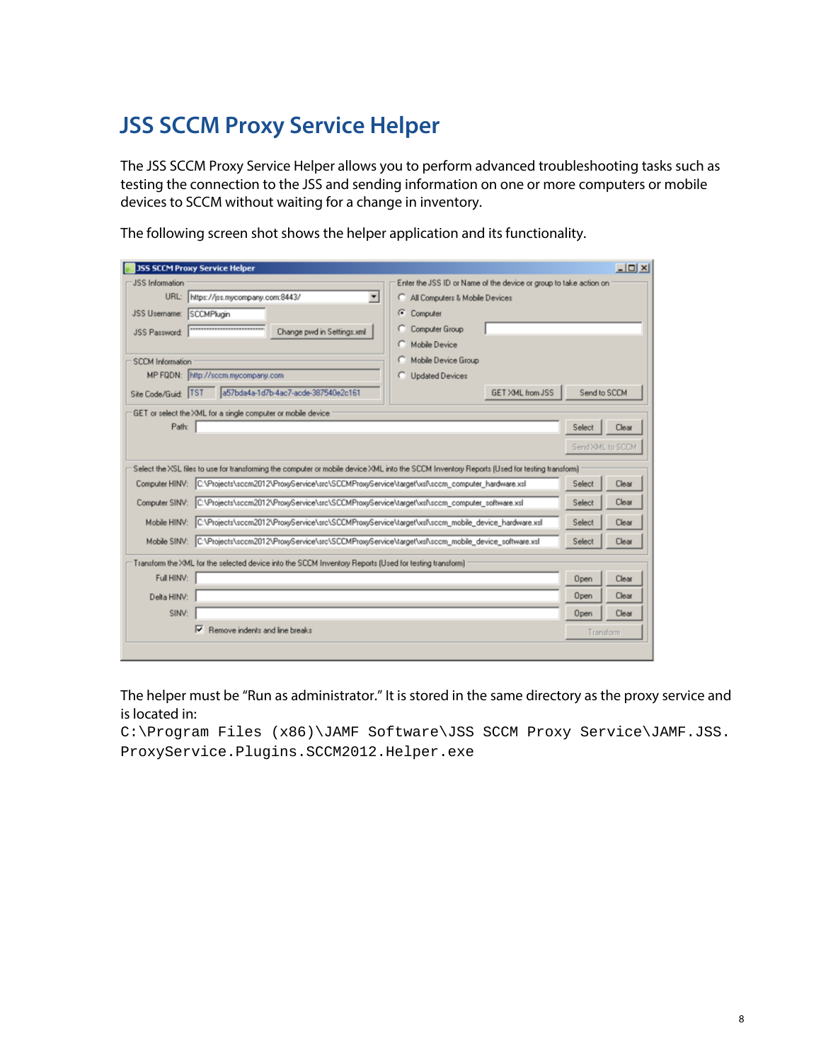# JSS SCCM Proxy Service Helper

The JSS SCCM Proxy Service Helper allows you to perform advanced troubleshooting tasks such as testing the connection to the JSS and sending information on one or more computers or mobile devices to SCCM without waiting for a change in inventory.

The following screen shot shows the helper application and its functionality.

The helper must be “Run as administrator.” It is stored in the same directory as the proxy service and is located in:

```
C:\Program Files (x86)\JAMF Software\JSS SCCM Proxy Service\JAMF.JSS.
ProxyService.Plugins.SCCM2012.Helper.exe
```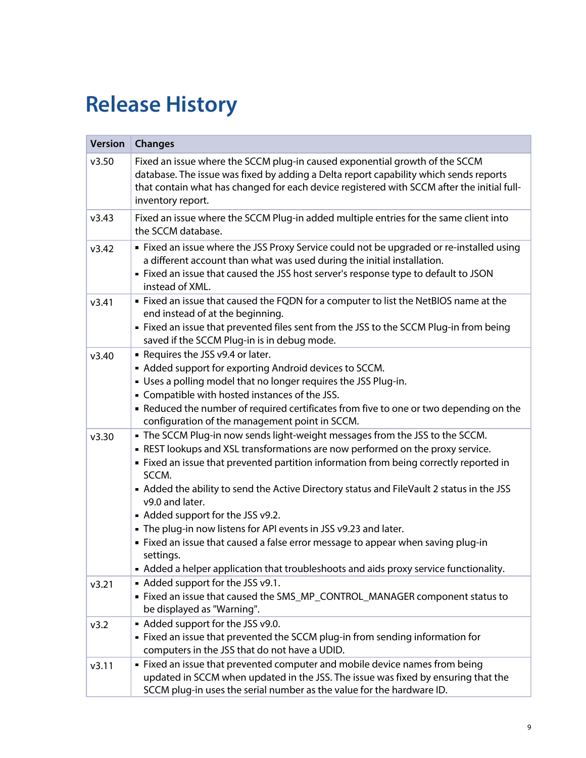# Release History

| Version | Changes |
| --- | --- |
| v3.50 | Fixed an issue where the SCCM plug-in caused exponential growth of the SCCM database. The issue was fixed by adding a Delta report capability which sends reports that contain what has changed for each device registered with SCCM after the initial full-inventory report. |
| v3.43 | Fixed an issue where the SCCM Plug-in added multiple entries for the same client into the SCCM database. |
| v3.42 | ▪ Fixed an issue where the JSS Proxy Service could not be upgraded or re-installed using a different account than what was used during the initial installation.<br>▪ Fixed an issue that caused the JSS host server's response type to default to JSON instead of XML. |
| v3.41 | ▪ Fixed an issue that caused the FQDN for a computer to list the NetBIOS name at the end instead of at the beginning.<br>▪ Fixed an issue that prevented files sent from the JSS to the SCCM Plug-in from being saved if the SCCM Plug-in is in debug mode. |
| v3.40 | ▪ Requires the JSS v9.4 or later.<br>▪ Added support for exporting Android devices to SCCM.<br>▪ Uses a polling model that no longer requires the JSS Plug-in.<br>▪ Compatible with hosted instances of the JSS.<br>▪ Reduced the number of required certificates from five to one or two depending on the configuration of the management point in SCCM. |
| v3.30 | ▪ The SCCM Plug-in now sends light-weight messages from the JSS to the SCCM.<br>▪ REST lookups and XSL transformations are now performed on the proxy service.<br>▪ Fixed an issue that prevented partition information from being correctly reported in SCCM.<br>▪ Added the ability to send the Active Directory status and FileVault 2 status in the JSS v9.0 and later.<br>▪ Added support for the JSS v9.2.<br>▪ The plug-in now listens for API events in JSS v9.23 and later.<br>▪ Fixed an issue that caused a false error message to appear when saving plug-in settings.<br>▪ Added a helper application that troubleshoots and aids proxy service functionality. |
| v3.21 | ▪ Added support for the JSS v9.1.<br>▪ Fixed an issue that caused the SMS_MP_CONTROL_MANAGER component status to be displayed as "Warning". |
| v3.2 | ▪ Added support for the JSS v9.0.<br>▪ Fixed an issue that prevented the SCCM plug-in from sending information for computers in the JSS that do not have a UDID. |
| v3.11 | ▪ Fixed an issue that prevented computer and mobile device names from being updated in SCCM when updated in the JSS. The issue was fixed by ensuring that the SCCM plug-in uses the serial number as the value for the hardware ID. |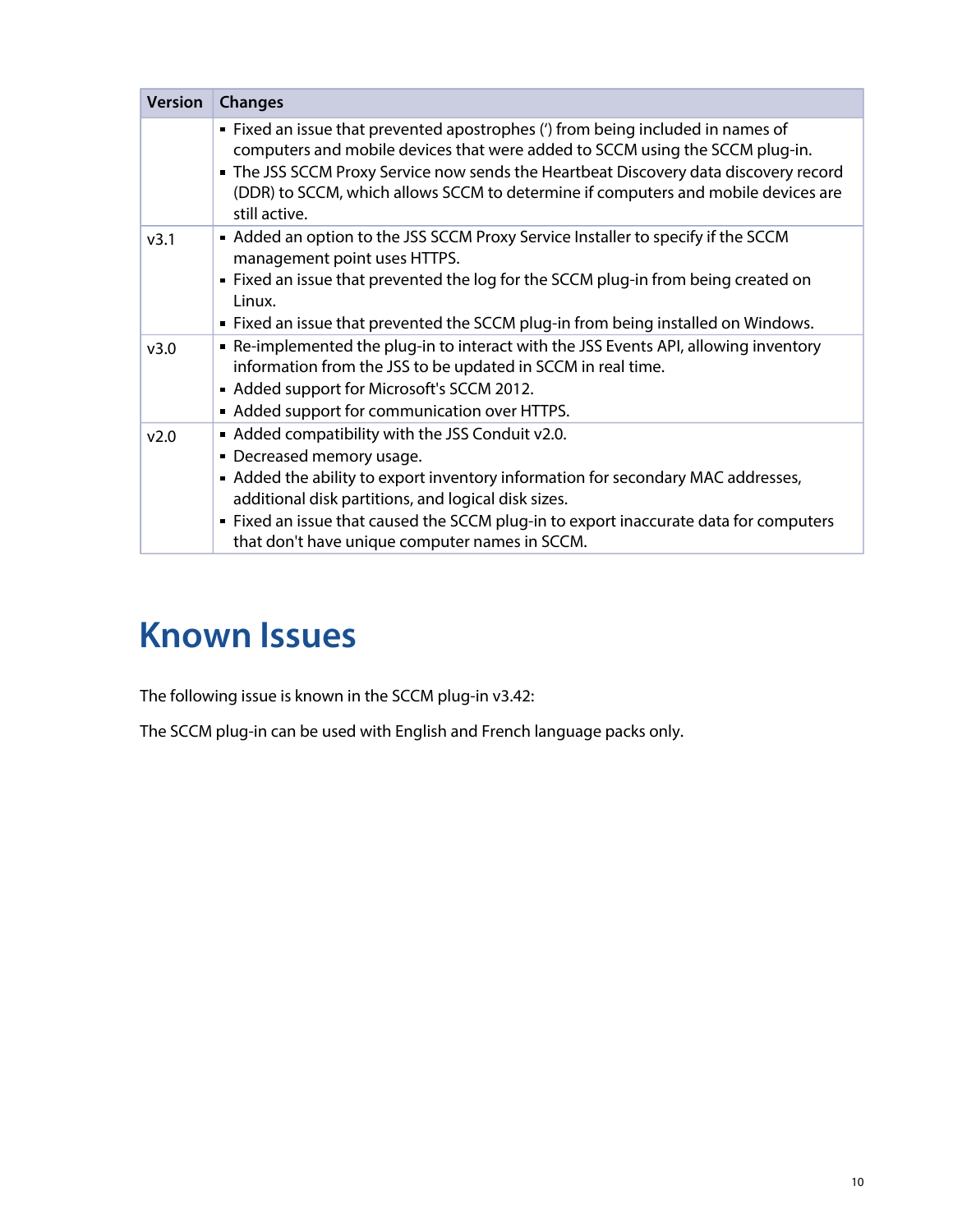| Version | Changes |
| --- | --- |
| | ▪ Fixed an issue that prevented apostrophes (') from being included in names of computers and mobile devices that were added to SCCM using the SCCM plug-in.<br>▪ The JSS SCCM Proxy Service now sends the Heartbeat Discovery data discovery record (DDR) to SCCM, which allows SCCM to determine if computers and mobile devices are still active. |
| v3.1 | ▪ Added an option to the JSS SCCM Proxy Service Installer to specify if the SCCM management point uses HTTPS.<br>▪ Fixed an issue that prevented the log for the SCCM plug-in from being created on Linux.<br>▪ Fixed an issue that prevented the SCCM plug-in from being installed on Windows. |
| v3.0 | ▪ Re-implemented the plug-in to interact with the JSS Events API, allowing inventory information from the JSS to be updated in SCCM in real time.<br>▪ Added support for Microsoft's SCCM 2012.<br>▪ Added support for communication over HTTPS. |
| v2.0 | ▪ Added compatibility with the JSS Conduit v2.0.<br>▪ Decreased memory usage.<br>▪ Added the ability to export inventory information for secondary MAC addresses, additional disk partitions, and logical disk sizes.<br>▪ Fixed an issue that caused the SCCM plug-in to export inaccurate data for computers that don't have unique computer names in SCCM. |

# Known Issues

The following issue is known in the SCCM plug-in v3.42:

The SCCM plug-in can be used with English and French language packs only.